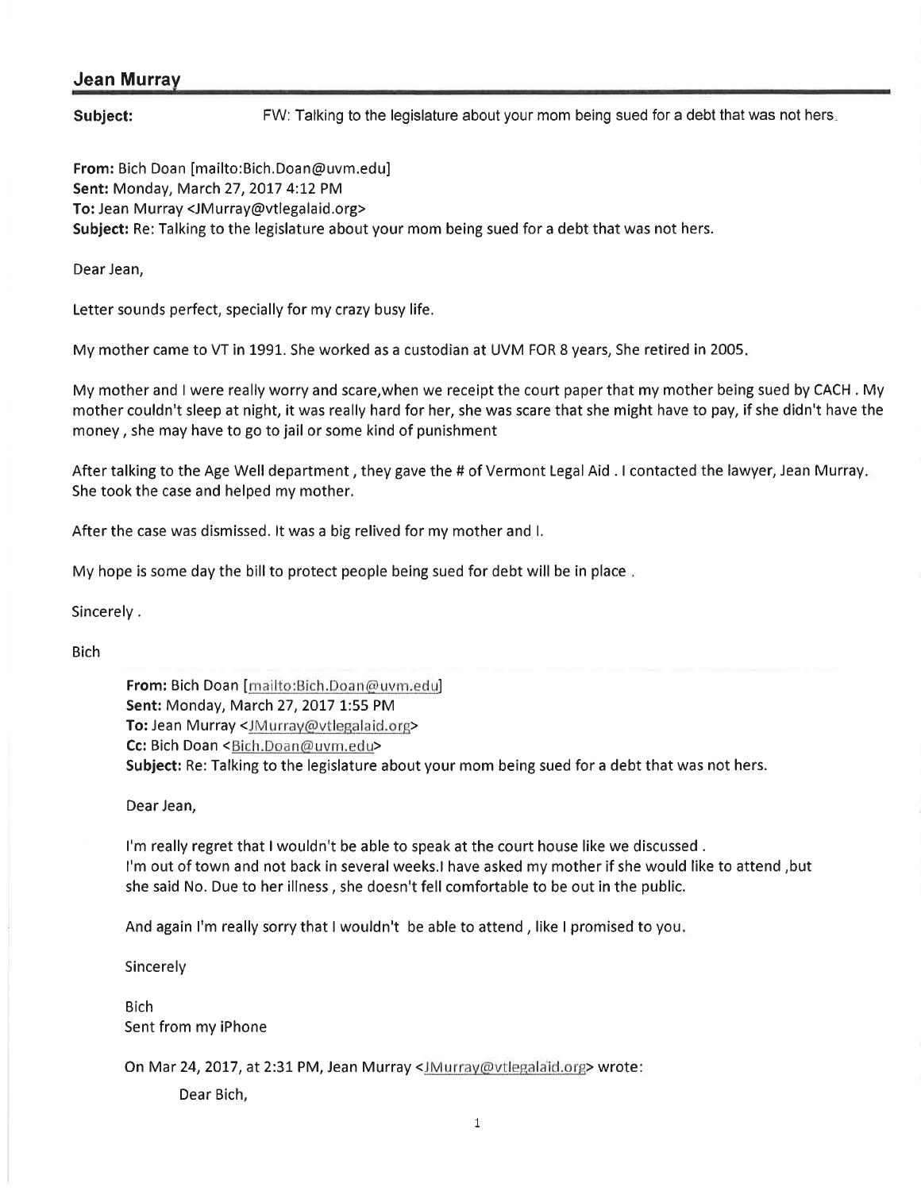**Jean Murray**

**Subject:** FW: Talking to the legislature about your mom being sued for a debt that was not hers.

**From:** Bich Doan [mailto:Bich.Doan@uvm.edu]
**Sent:** Monday, March 27, 2017 4:12 PM
**To:** Jean Murray <JMurray@vtlegalaid.org>
**Subject:** Re: Talking to the legislature about your mom being sued for a debt that was not hers.

Dear Jean,

Letter sounds perfect, specially for my crazy busy life.

My mother came to VT in 1991. She worked as a custodian at UVM FOR 8 years, She retired in 2005.

My mother and I were really worry and scare,when we receipt the court paper that my mother being sued by CACH . My mother couldn't sleep at night, it was really hard for her, she was scare that she might have to pay, if she didn't have the money , she may have to go to jail or some kind of punishment

After talking to the Age Well department , they gave the # of Vermont Legal Aid . I contacted the lawyer, Jean Murray. She took the case and helped my mother.

After the case was dismissed. It was a big relived for my mother and I.

My hope is some day the bill to protect people being sued for debt will be in place .

Sincerely .

Bich

> **From:** Bich Doan [mailto:Bich.Doan@uvm.edu]
> **Sent:** Monday, March 27, 2017 1:55 PM
> **To:** Jean Murray <JMurray@vtlegalaid.org>
> **Cc:** Bich Doan <Bich.Doan@uvm.edu>
> **Subject:** Re: Talking to the legislature about your mom being sued for a debt that was not hers.
>
> Dear Jean,
>
> I'm really regret that I wouldn't be able to speak at the court house like we discussed .
> I'm out of town and not back in several weeks.I have asked my mother if she would like to attend ,but she said No. Due to her illness , she doesn't fell comfortable to be out in the public.
>
> And again I'm really sorry that I wouldn't be able to attend , like I promised to you.
>
> Sincerely
>
> Bich
> Sent from my iPhone
>
> On Mar 24, 2017, at 2:31 PM, Jean Murray <JMurray@vtlegalaid.org> wrote:
>
> > Dear Bich,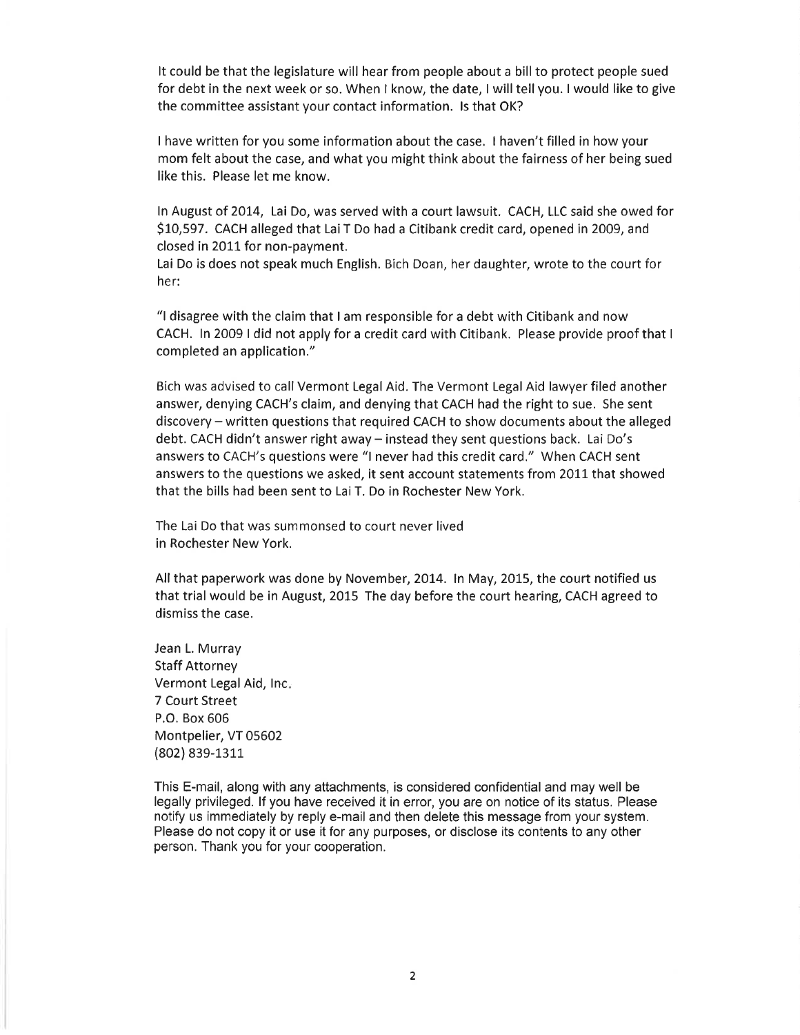It could be that the legislature will hear from people about a bill to protect people sued for debt in the next week or so. When I know, the date, I will tell you. I would like to give the committee assistant your contact information. Is that OK?

I have written for you some information about the case. I haven't filled in how your mom felt about the case, and what you might think about the fairness of her being sued like this. Please let me know.

In August of 2014, Lai Do, was served with a court lawsuit. CACH, LLC said she owed for $10,597. CACH alleged that Lai T Do had a Citibank credit card, opened in 2009, and closed in 2011 for non-payment.
Lai Do is does not speak much English. Bich Doan, her daughter, wrote to the court for her:

"I disagree with the claim that I am responsible for a debt with Citibank and now CACH. In 2009 I did not apply for a credit card with Citibank. Please provide proof that I completed an application."

Bich was advised to call Vermont Legal Aid. The Vermont Legal Aid lawyer filed another answer, denying CACH's claim, and denying that CACH had the right to sue. She sent discovery – written questions that required CACH to show documents about the alleged debt. CACH didn't answer right away – instead they sent questions back. Lai Do's answers to CACH's questions were "I never had this credit card." When CACH sent answers to the questions we asked, it sent account statements from 2011 that showed that the bills had been sent to Lai T. Do in Rochester New York.

The Lai Do that was summonsed to court never lived
in Rochester New York.

All that paperwork was done by November, 2014. In May, 2015, the court notified us that trial would be in August, 2015 The day before the court hearing, CACH agreed to dismiss the case.

Jean L. Murray
Staff Attorney
Vermont Legal Aid, Inc.
7 Court Street
P.O. Box 606
Montpelier, VT 05602
(802) 839-1311

This E-mail, along with any attachments, is considered confidential and may well be legally privileged. If you have received it in error, you are on notice of its status. Please notify us immediately by reply e-mail and then delete this message from your system. Please do not copy it or use it for any purposes, or disclose its contents to any other person. Thank you for your cooperation.